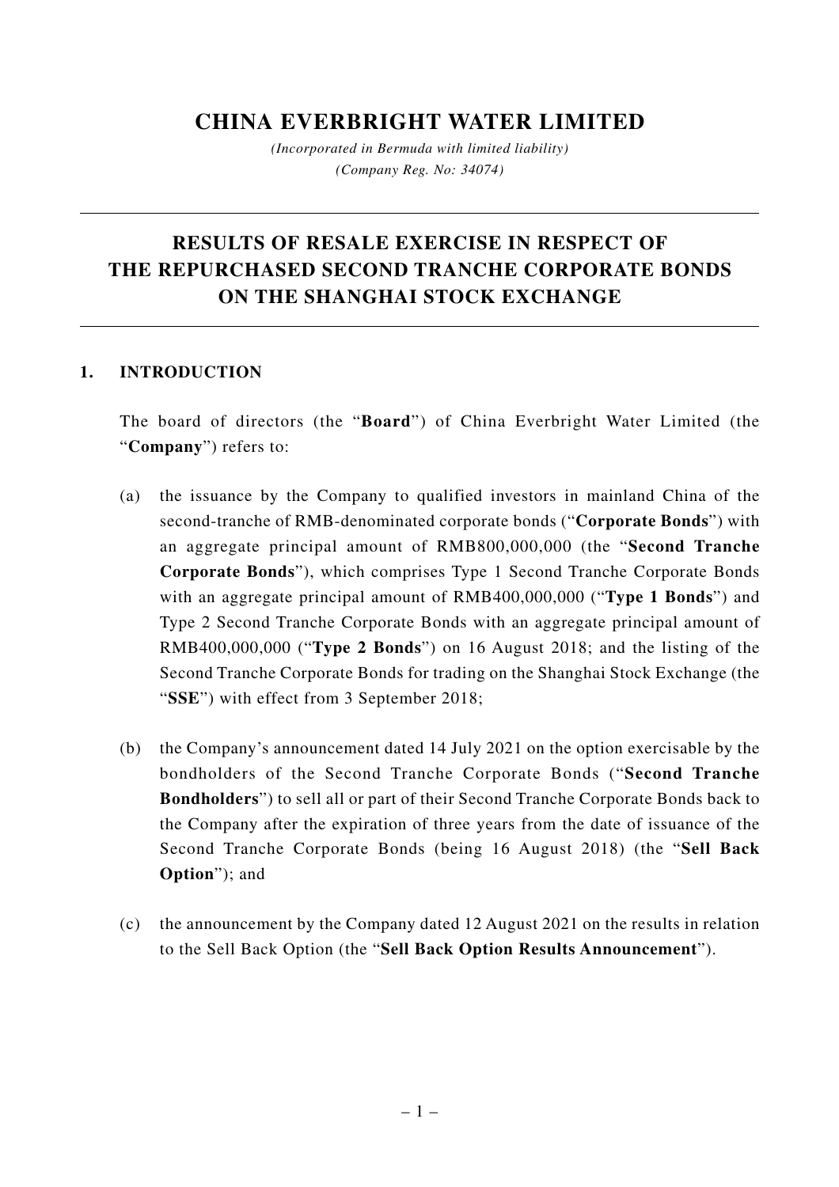# CHINA EVERBRIGHT WATER LIMITED

*(Incorporated in Bermuda with limited liability)*
*(Company Reg. No: 34074)*

---

## RESULTS OF RESALE EXERCISE IN RESPECT OF THE REPURCHASED SECOND TRANCHE CORPORATE BONDS ON THE SHANGHAI STOCK EXCHANGE

---

### 1. INTRODUCTION

The board of directors (the "**Board**") of China Everbright Water Limited (the "**Company**") refers to:

(a) the issuance by the Company to qualified investors in mainland China of the second-tranche of RMB-denominated corporate bonds ("**Corporate Bonds**") with an aggregate principal amount of RMB800,000,000 (the "**Second Tranche Corporate Bonds**"), which comprises Type 1 Second Tranche Corporate Bonds with an aggregate principal amount of RMB400,000,000 ("**Type 1 Bonds**") and Type 2 Second Tranche Corporate Bonds with an aggregate principal amount of RMB400,000,000 ("**Type 2 Bonds**") on 16 August 2018; and the listing of the Second Tranche Corporate Bonds for trading on the Shanghai Stock Exchange (the "**SSE**") with effect from 3 September 2018;

(b) the Company's announcement dated 14 July 2021 on the option exercisable by the bondholders of the Second Tranche Corporate Bonds ("**Second Tranche Bondholders**") to sell all or part of their Second Tranche Corporate Bonds back to the Company after the expiration of three years from the date of issuance of the Second Tranche Corporate Bonds (being 16 August 2018) (the "**Sell Back Option**"); and

(c) the announcement by the Company dated 12 August 2021 on the results in relation to the Sell Back Option (the "**Sell Back Option Results Announcement**").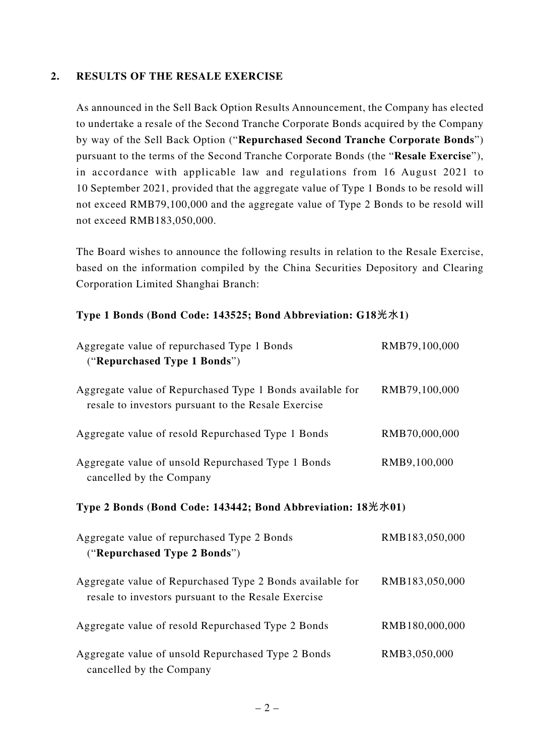## 2. RESULTS OF THE RESALE EXERCISE

As announced in the Sell Back Option Results Announcement, the Company has elected to undertake a resale of the Second Tranche Corporate Bonds acquired by the Company by way of the Sell Back Option ("**Repurchased Second Tranche Corporate Bonds**") pursuant to the terms of the Second Tranche Corporate Bonds (the "**Resale Exercise**"), in accordance with applicable law and regulations from 16 August 2021 to 10 September 2021, provided that the aggregate value of Type 1 Bonds to be resold will not exceed RMB79,100,000 and the aggregate value of Type 2 Bonds to be resold will not exceed RMB183,050,000.

The Board wishes to announce the following results in relation to the Resale Exercise, based on the information compiled by the China Securities Depository and Clearing Corporation Limited Shanghai Branch:

**Type 1 Bonds (Bond Code: 143525; Bond Abbreviation: G18光水1)**

| | |
|---|---|
| Aggregate value of repurchased Type 1 Bonds ("**Repurchased Type 1 Bonds**") | RMB79,100,000 |
| Aggregate value of Repurchased Type 1 Bonds available for resale to investors pursuant to the Resale Exercise | RMB79,100,000 |
| Aggregate value of resold Repurchased Type 1 Bonds | RMB70,000,000 |
| Aggregate value of unsold Repurchased Type 1 Bonds cancelled by the Company | RMB9,100,000 |

**Type 2 Bonds (Bond Code: 143442; Bond Abbreviation: 18光水01)**

| | |
|---|---|
| Aggregate value of repurchased Type 2 Bonds ("**Repurchased Type 2 Bonds**") | RMB183,050,000 |
| Aggregate value of Repurchased Type 2 Bonds available for resale to investors pursuant to the Resale Exercise | RMB183,050,000 |
| Aggregate value of resold Repurchased Type 2 Bonds | RMB180,000,000 |
| Aggregate value of unsold Repurchased Type 2 Bonds cancelled by the Company | RMB3,050,000 |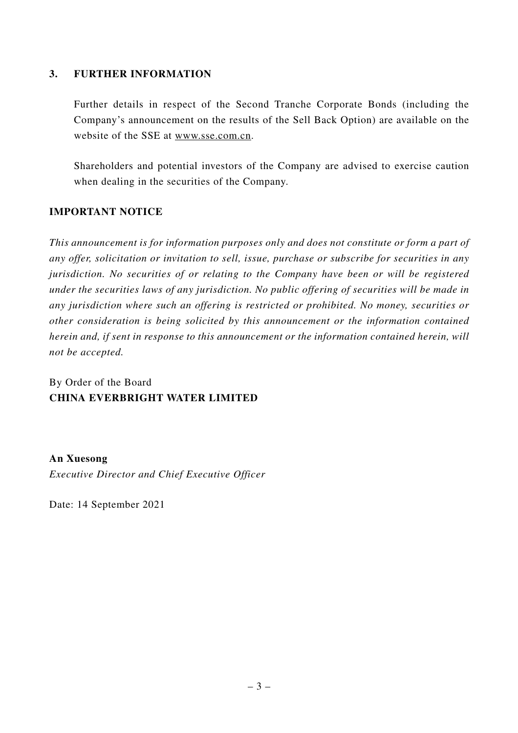## 3. FURTHER INFORMATION

Further details in respect of the Second Tranche Corporate Bonds (including the Company's announcement on the results of the Sell Back Option) are available on the website of the SSE at www.sse.com.cn.

Shareholders and potential investors of the Company are advised to exercise caution when dealing in the securities of the Company.

## IMPORTANT NOTICE

*This announcement is for information purposes only and does not constitute or form a part of any offer, solicitation or invitation to sell, issue, purchase or subscribe for securities in any jurisdiction. No securities of or relating to the Company have been or will be registered under the securities laws of any jurisdiction. No public offering of securities will be made in any jurisdiction where such an offering is restricted or prohibited. No money, securities or other consideration is being solicited by this announcement or the information contained herein and, if sent in response to this announcement or the information contained herein, will not be accepted.*

By Order of the Board
**CHINA EVERBRIGHT WATER LIMITED**

**An Xuesong**
*Executive Director and Chief Executive Officer*

Date: 14 September 2021